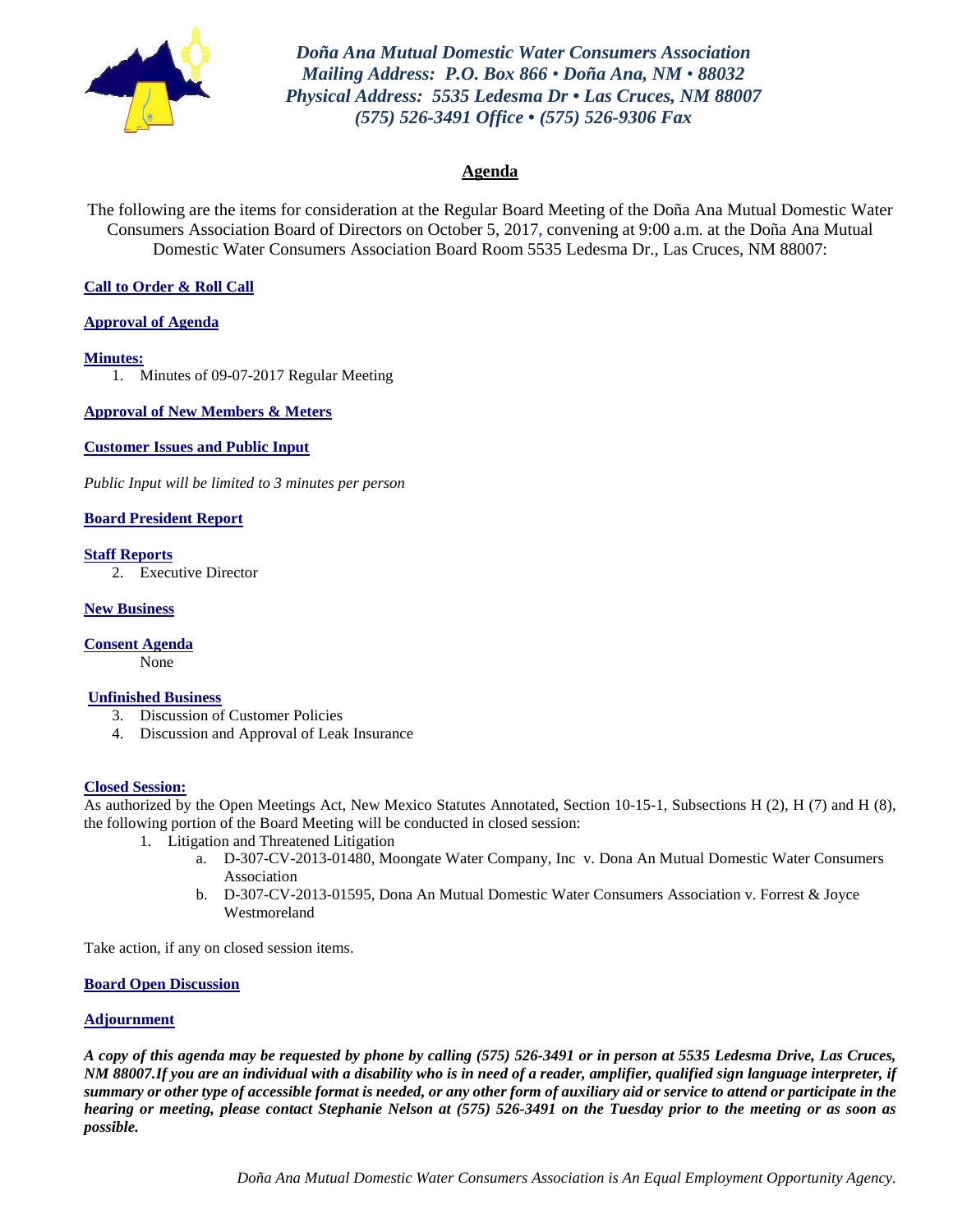*Doña Ana Mutual Domestic Water Consumers Association*
*Mailing Address: P.O. Box 866 • Doña Ana, NM • 88032*
*Physical Address: 5535 Ledesma Dr • Las Cruces, NM 88007*
*(575) 526-3491 Office • (575) 526-9306 Fax*

# Agenda

The following are the items for consideration at the Regular Board Meeting of the Doña Ana Mutual Domestic Water Consumers Association Board of Directors on October 5, 2017, convening at 9:00 a.m. at the Doña Ana Mutual Domestic Water Consumers Association Board Room 5535 Ledesma Dr., Las Cruces, NM 88007:

**Call to Order & Roll Call**

**Approval of Agenda**

**Minutes:**

1. Minutes of 09-07-2017 Regular Meeting

**Approval of New Members & Meters**

**Customer Issues and Public Input**

*Public Input will be limited to 3 minutes per person*

**Board President Report**

**Staff Reports**

2. Executive Director

**New Business**

**Consent Agenda**

None

**Unfinished Business**

3. Discussion of Customer Policies
4. Discussion and Approval of Leak Insurance

**Closed Session:**

As authorized by the Open Meetings Act, New Mexico Statutes Annotated, Section 10-15-1, Subsections H (2), H (7) and H (8), the following portion of the Board Meeting will be conducted in closed session:

1. Litigation and Threatened Litigation
   a. D-307-CV-2013-01480, Moongate Water Company, Inc v. Dona An Mutual Domestic Water Consumers Association
   b. D-307-CV-2013-01595, Dona An Mutual Domestic Water Consumers Association v. Forrest & Joyce Westmoreland

Take action, if any on closed session items.

**Board Open Discussion**

**Adjournment**

***A copy of this agenda may be requested by phone by calling (575) 526-3491 or in person at 5535 Ledesma Drive, Las Cruces, NM 88007.If you are an individual with a disability who is in need of a reader, amplifier, qualified sign language interpreter, if summary or other type of accessible format is needed, or any other form of auxiliary aid or service to attend or participate in the hearing or meeting, please contact Stephanie Nelson at (575) 526-3491 on the Tuesday prior to the meeting or as soon as possible.***

*Doña Ana Mutual Domestic Water Consumers Association is An Equal Employment Opportunity Agency.*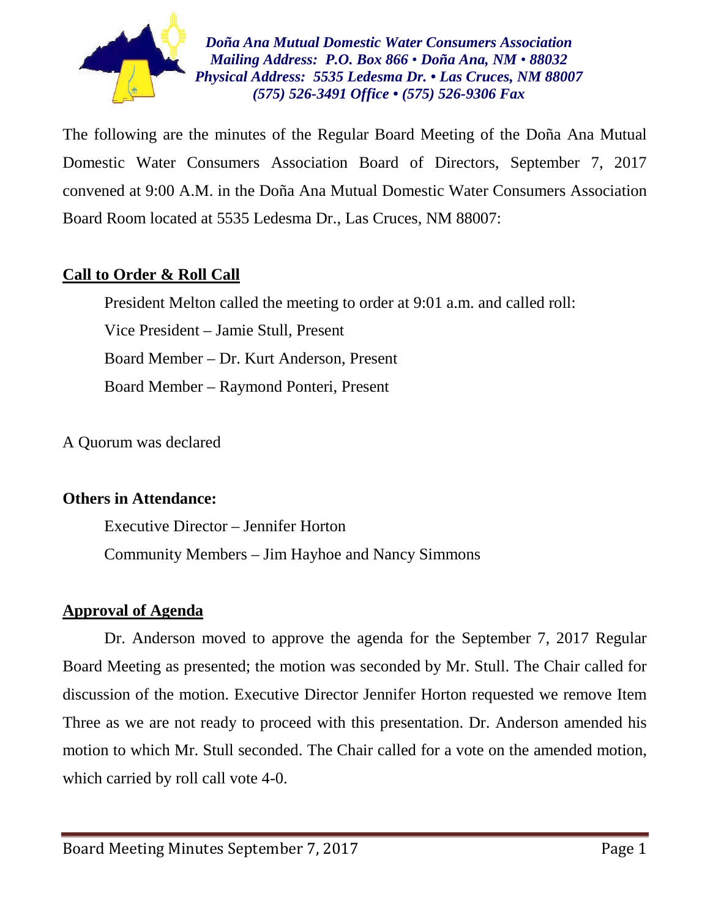*Doña Ana Mutual Domestic Water Consumers Association*
*Mailing Address: P.O. Box 866 • Doña Ana, NM • 88032*
*Physical Address: 5535 Ledesma Dr. • Las Cruces, NM 88007*
*(575) 526-3491 Office • (575) 526-9306 Fax*

The following are the minutes of the Regular Board Meeting of the Doña Ana Mutual Domestic Water Consumers Association Board of Directors, September 7, 2017 convened at 9:00 A.M. in the Doña Ana Mutual Domestic Water Consumers Association Board Room located at 5535 Ledesma Dr., Las Cruces, NM 88007:

## Call to Order & Roll Call

President Melton called the meeting to order at 9:01 a.m. and called roll:

Vice President – Jamie Stull, Present

Board Member – Dr. Kurt Anderson, Present

Board Member – Raymond Ponteri, Present

A Quorum was declared

**Others in Attendance:**

Executive Director – Jennifer Horton

Community Members – Jim Hayhoe and Nancy Simmons

## Approval of Agenda

Dr. Anderson moved to approve the agenda for the September 7, 2017 Regular Board Meeting as presented; the motion was seconded by Mr. Stull. The Chair called for discussion of the motion. Executive Director Jennifer Horton requested we remove Item Three as we are not ready to proceed with this presentation. Dr. Anderson amended his motion to which Mr. Stull seconded. The Chair called for a vote on the amended motion, which carried by roll call vote 4-0.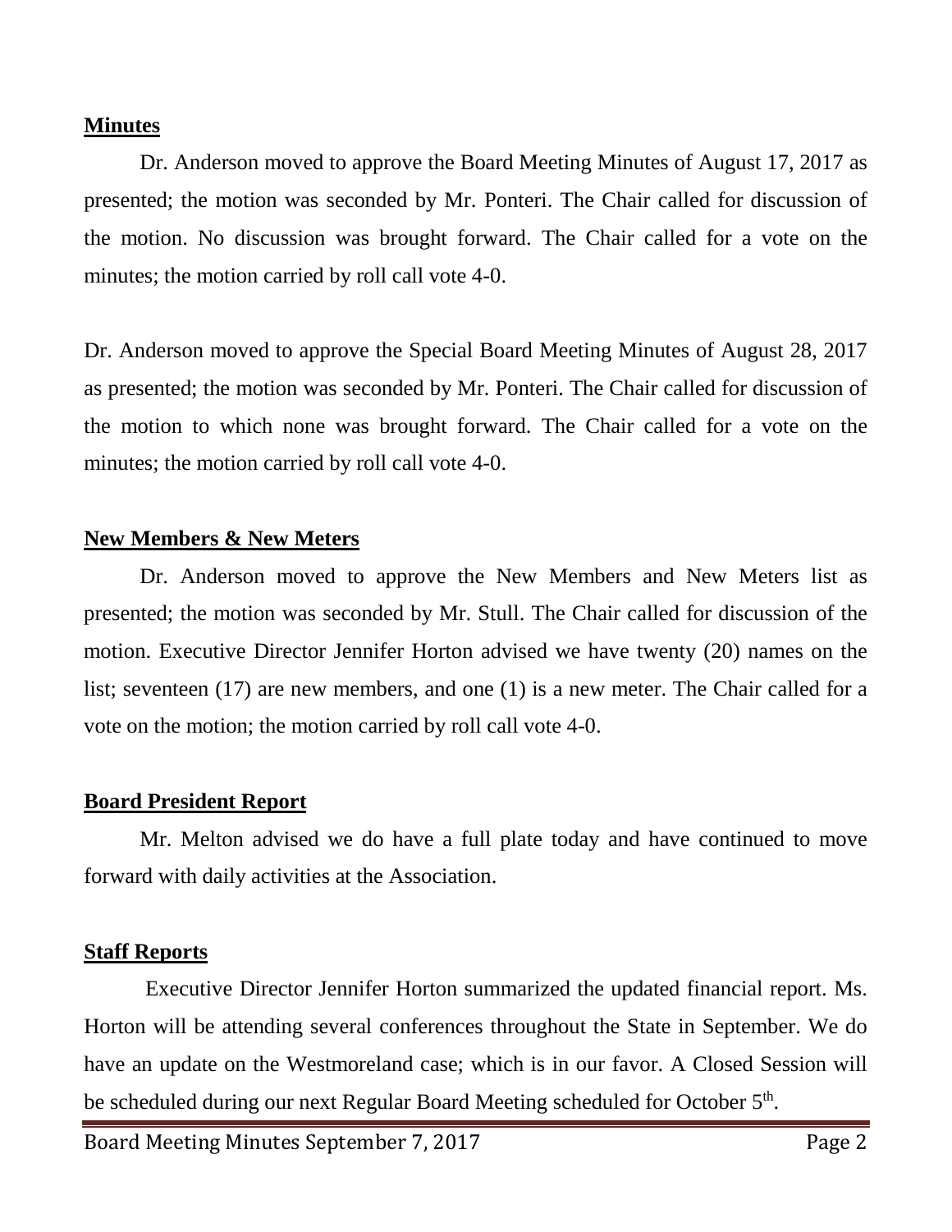## Minutes

Dr. Anderson moved to approve the Board Meeting Minutes of August 17, 2017 as presented; the motion was seconded by Mr. Ponteri. The Chair called for discussion of the motion. No discussion was brought forward. The Chair called for a vote on the minutes; the motion carried by roll call vote 4-0.

Dr. Anderson moved to approve the Special Board Meeting Minutes of August 28, 2017 as presented; the motion was seconded by Mr. Ponteri. The Chair called for discussion of the motion to which none was brought forward. The Chair called for a vote on the minutes; the motion carried by roll call vote 4-0.

## New Members & New Meters

Dr. Anderson moved to approve the New Members and New Meters list as presented; the motion was seconded by Mr. Stull. The Chair called for discussion of the motion. Executive Director Jennifer Horton advised we have twenty (20) names on the list; seventeen (17) are new members, and one (1) is a new meter. The Chair called for a vote on the motion; the motion carried by roll call vote 4-0.

## Board President Report

Mr. Melton advised we do have a full plate today and have continued to move forward with daily activities at the Association.

## Staff Reports

Executive Director Jennifer Horton summarized the updated financial report. Ms. Horton will be attending several conferences throughout the State in September. We do have an update on the Westmoreland case; which is in our favor. A Closed Session will be scheduled during our next Regular Board Meeting scheduled for October 5th.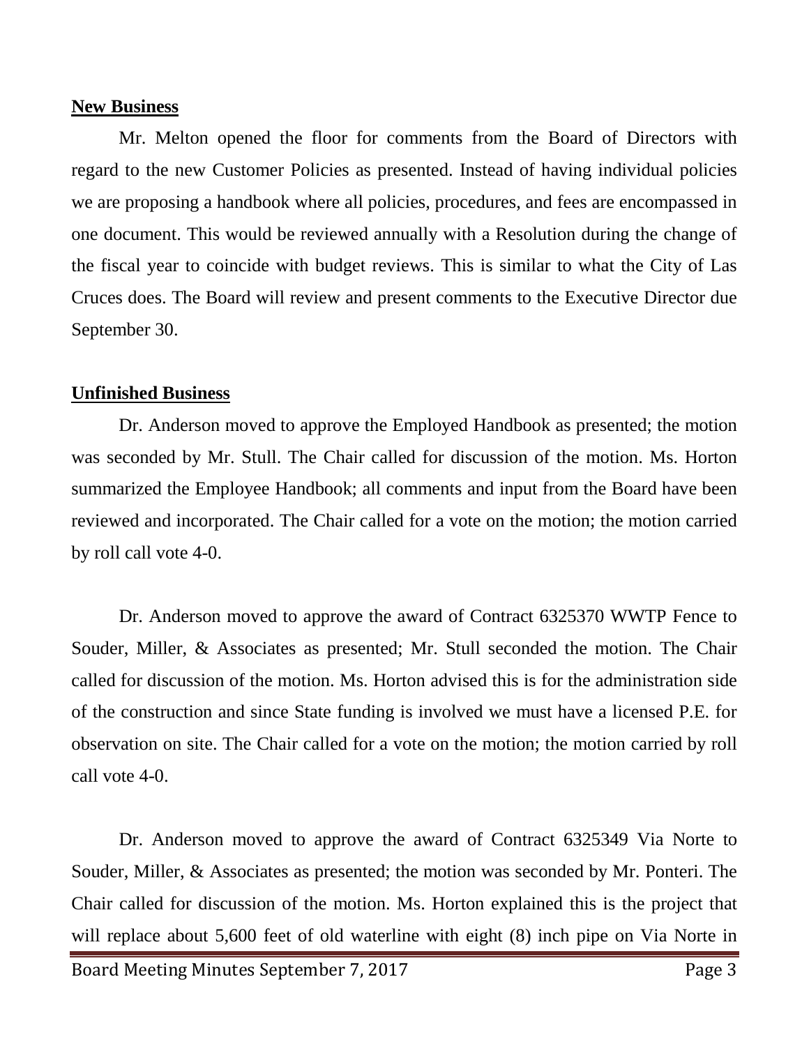## New Business

Mr. Melton opened the floor for comments from the Board of Directors with regard to the new Customer Policies as presented. Instead of having individual policies we are proposing a handbook where all policies, procedures, and fees are encompassed in one document. This would be reviewed annually with a Resolution during the change of the fiscal year to coincide with budget reviews. This is similar to what the City of Las Cruces does. The Board will review and present comments to the Executive Director due September 30.

## Unfinished Business

Dr. Anderson moved to approve the Employed Handbook as presented; the motion was seconded by Mr. Stull. The Chair called for discussion of the motion. Ms. Horton summarized the Employee Handbook; all comments and input from the Board have been reviewed and incorporated. The Chair called for a vote on the motion; the motion carried by roll call vote 4-0.

Dr. Anderson moved to approve the award of Contract 6325370 WWTP Fence to Souder, Miller, & Associates as presented; Mr. Stull seconded the motion. The Chair called for discussion of the motion. Ms. Horton advised this is for the administration side of the construction and since State funding is involved we must have a licensed P.E. for observation on site. The Chair called for a vote on the motion; the motion carried by roll call vote 4-0.

Dr. Anderson moved to approve the award of Contract 6325349 Via Norte to Souder, Miller, & Associates as presented; the motion was seconded by Mr. Ponteri. The Chair called for discussion of the motion. Ms. Horton explained this is the project that will replace about 5,600 feet of old waterline with eight (8) inch pipe on Via Norte in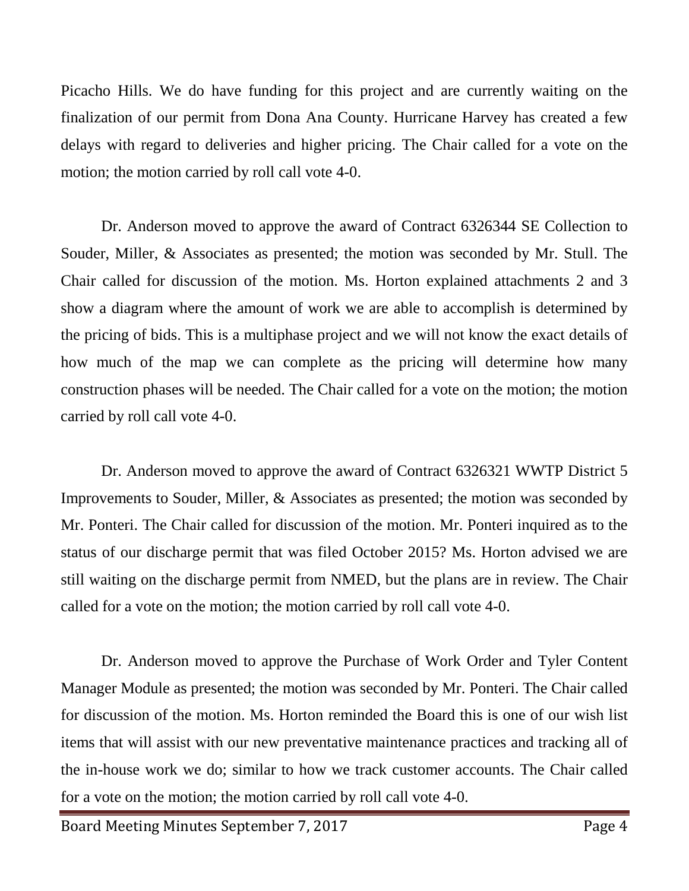Picacho Hills. We do have funding for this project and are currently waiting on the finalization of our permit from Dona Ana County. Hurricane Harvey has created a few delays with regard to deliveries and higher pricing. The Chair called for a vote on the motion; the motion carried by roll call vote 4-0.

Dr. Anderson moved to approve the award of Contract 6326344 SE Collection to Souder, Miller, & Associates as presented; the motion was seconded by Mr. Stull. The Chair called for discussion of the motion. Ms. Horton explained attachments 2 and 3 show a diagram where the amount of work we are able to accomplish is determined by the pricing of bids. This is a multiphase project and we will not know the exact details of how much of the map we can complete as the pricing will determine how many construction phases will be needed. The Chair called for a vote on the motion; the motion carried by roll call vote 4-0.

Dr. Anderson moved to approve the award of Contract 6326321 WWTP District 5 Improvements to Souder, Miller, & Associates as presented; the motion was seconded by Mr. Ponteri. The Chair called for discussion of the motion. Mr. Ponteri inquired as to the status of our discharge permit that was filed October 2015? Ms. Horton advised we are still waiting on the discharge permit from NMED, but the plans are in review. The Chair called for a vote on the motion; the motion carried by roll call vote 4-0.

Dr. Anderson moved to approve the Purchase of Work Order and Tyler Content Manager Module as presented; the motion was seconded by Mr. Ponteri. The Chair called for discussion of the motion. Ms. Horton reminded the Board this is one of our wish list items that will assist with our new preventative maintenance practices and tracking all of the in-house work we do; similar to how we track customer accounts. The Chair called for a vote on the motion; the motion carried by roll call vote 4-0.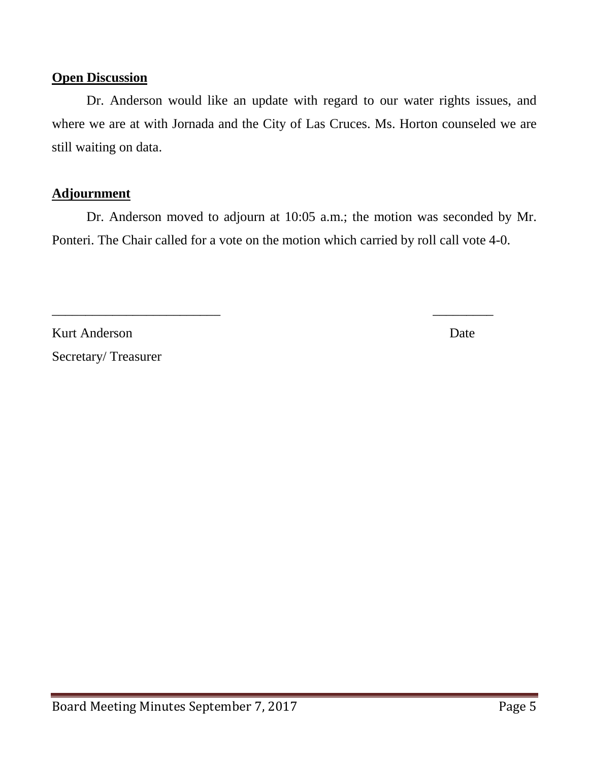**Open Discussion**

Dr. Anderson would like an update with regard to our water rights issues, and where we are at with Jornada and the City of Las Cruces. Ms. Horton counseled we are still waiting on data.

**Adjournment**

Dr. Anderson moved to adjourn at 10:05 a.m.; the motion was seconded by Mr. Ponteri. The Chair called for a vote on the motion which carried by roll call vote 4-0.

_________________________ _________

Kurt Anderson Date

Secretary/ Treasurer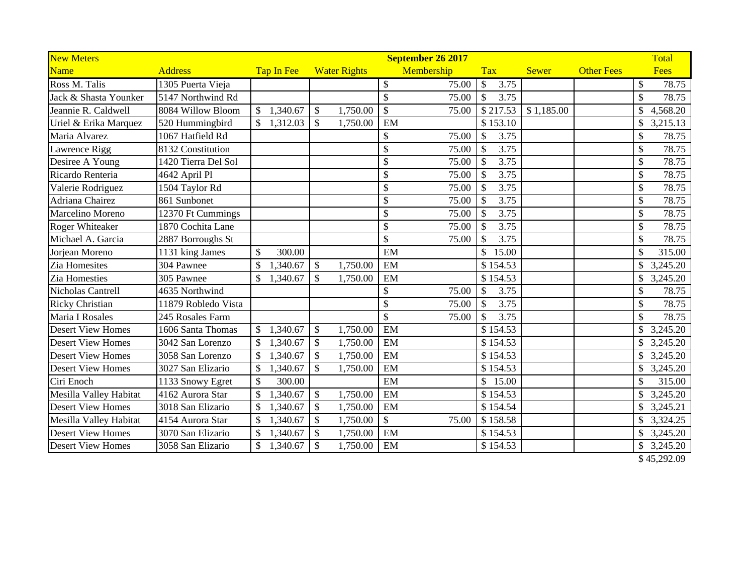| New Meters | | | | September 26 2017 | | | | Total |
|---|---|---|---|---|---|---|---|---|
| Name | Address | Tap In Fee | Water Rights | Membership | Tax | Sewer | Other Fees | Fees |
| Ross M. Talis | 1305 Puerta Vieja | | | $ 75.00 | $ 3.75 | | | $ 78.75 |
| Jack & Shasta Younker | 5147 Northwind Rd | | | $ 75.00 | $ 3.75 | | | $ 78.75 |
| Jeannie R. Caldwell | 8084 Willow Bloom | $ 1,340.67 | $ 1,750.00 | $ 75.00 | $ 217.53 | $ 1,185.00 | | $ 4,568.20 |
| Uriel & Erika Marquez | 520 Hummingbird | $ 1,312.03 | $ 1,750.00 | EM | $ 153.10 | | | $ 3,215.13 |
| Maria Alvarez | 1067 Hatfield Rd | | | $ 75.00 | $ 3.75 | | | $ 78.75 |
| Lawrence Rigg | 8132 Constitution | | | $ 75.00 | $ 3.75 | | | $ 78.75 |
| Desiree A Young | 1420 Tierra Del Sol | | | $ 75.00 | $ 3.75 | | | $ 78.75 |
| Ricardo Renteria | 4642 April Pl | | | $ 75.00 | $ 3.75 | | | $ 78.75 |
| Valerie Rodriguez | 1504 Taylor Rd | | | $ 75.00 | $ 3.75 | | | $ 78.75 |
| Adriana Chairez | 861 Sunbonet | | | $ 75.00 | $ 3.75 | | | $ 78.75 |
| Marcelino Moreno | 12370 Ft Cummings | | | $ 75.00 | $ 3.75 | | | $ 78.75 |
| Roger Whiteaker | 1870 Cochita Lane | | | $ 75.00 | $ 3.75 | | | $ 78.75 |
| Michael A. Garcia | 2887 Borroughs St | | | $ 75.00 | $ 3.75 | | | $ 78.75 |
| Jorjean Moreno | 1131 king James | $ 300.00 | | EM | $ 15.00 | | | $ 315.00 |
| Zia Homesites | 304 Pawnee | $ 1,340.67 | $ 1,750.00 | EM | $ 154.53 | | | $ 3,245.20 |
| Zia Homesties | 305 Pawnee | $ 1,340.67 | $ 1,750.00 | EM | $ 154.53 | | | $ 3,245.20 |
| Nicholas Cantrell | 4635 Northwind | | | $ 75.00 | $ 3.75 | | | $ 78.75 |
| Ricky Christian | 11879 Robledo Vista | | | $ 75.00 | $ 3.75 | | | $ 78.75 |
| Maria I Rosales | 245 Rosales Farm | | | $ 75.00 | $ 3.75 | | | $ 78.75 |
| Desert View Homes | 1606 Santa Thomas | $ 1,340.67 | $ 1,750.00 | EM | $ 154.53 | | | $ 3,245.20 |
| Desert View Homes | 3042 San Lorenzo | $ 1,340.67 | $ 1,750.00 | EM | $ 154.53 | | | $ 3,245.20 |
| Desert View Homes | 3058 San Lorenzo | $ 1,340.67 | $ 1,750.00 | EM | $ 154.53 | | | $ 3,245.20 |
| Desert View Homes | 3027 San Elizario | $ 1,340.67 | $ 1,750.00 | EM | $ 154.53 | | | $ 3,245.20 |
| Ciri Enoch | 1133 Snowy Egret | $ 300.00 | | EM | $ 15.00 | | | $ 315.00 |
| Mesilla Valley Habitat | 4162 Aurora Star | $ 1,340.67 | $ 1,750.00 | EM | $ 154.53 | | | $ 3,245.20 |
| Desert View Homes | 3018 San Elizario | $ 1,340.67 | $ 1,750.00 | EM | $ 154.54 | | | $ 3,245.21 |
| Mesilla Valley Habitat | 4154 Aurora Star | $ 1,340.67 | $ 1,750.00 | $ 75.00 | $ 158.58 | | | $ 3,324.25 |
| Desert View Homes | 3070 San Elizario | $ 1,340.67 | $ 1,750.00 | EM | $ 154.53 | | | $ 3,245.20 |
| Desert View Homes | 3058 San Elizario | $ 1,340.67 | $ 1,750.00 | EM | $ 154.53 | | | $ 3,245.20 |
| | | | | | | | | $ 45,292.09 |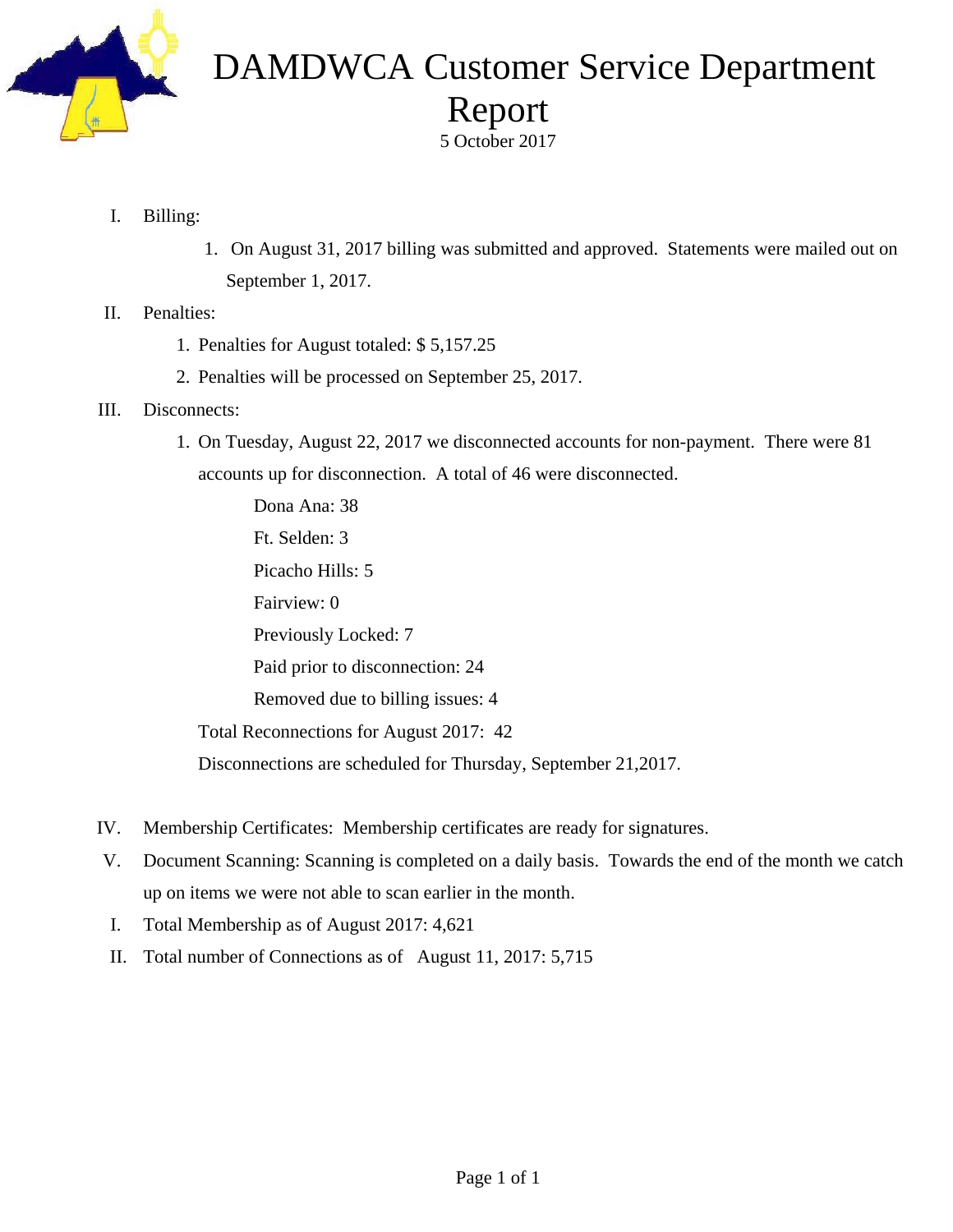# DAMDWCA Customer Service Department Report

5 October 2017

I. Billing:

1. On August 31, 2017 billing was submitted and approved. Statements were mailed out on September 1, 2017.

II. Penalties:

1. Penalties for August totaled: $ 5,157.25
2. Penalties will be processed on September 25, 2017.

III. Disconnects:

1. On Tuesday, August 22, 2017 we disconnected accounts for non-payment. There were 81 accounts up for disconnection. A total of 46 were disconnected.

    Dona Ana: 38

    Ft. Selden: 3

    Picacho Hills: 5

    Fairview: 0

    Previously Locked: 7

    Paid prior to disconnection: 24

    Removed due to billing issues: 4

    Total Reconnections for August 2017: 42

    Disconnections are scheduled for Thursday, September 21,2017.

IV. Membership Certificates: Membership certificates are ready for signatures.

V. Document Scanning: Scanning is completed on a daily basis. Towards the end of the month we catch up on items we were not able to scan earlier in the month.

I. Total Membership as of August 2017: 4,621

II. Total number of Connections as of August 11, 2017: 5,715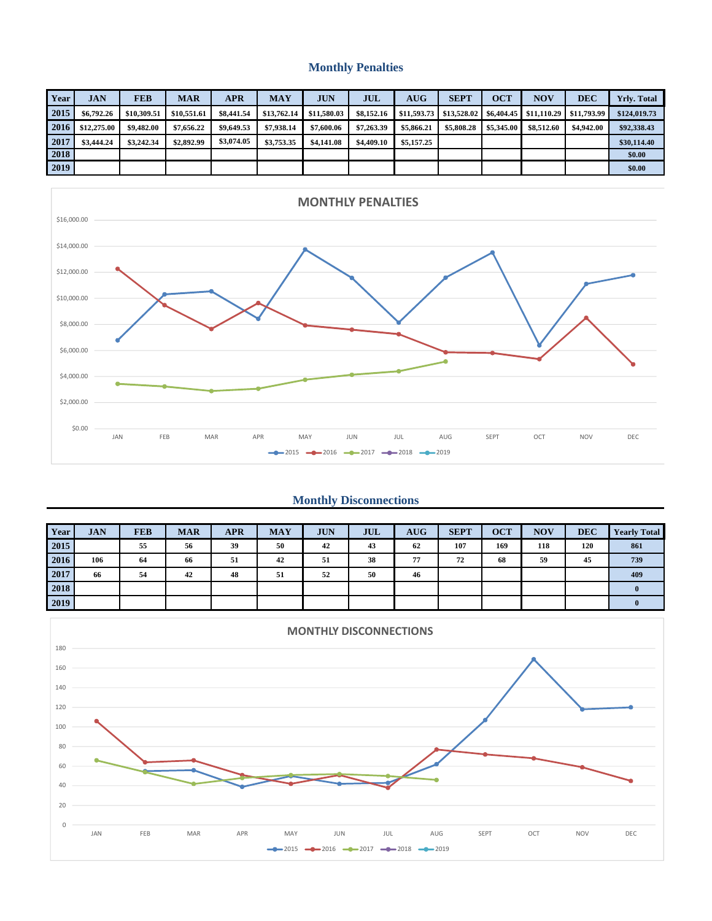## Monthly Penalties

| Year | JAN | FEB | MAR | APR | MAY | JUN | JUL | AUG | SEPT | OCT | NOV | DEC | Yrly. Total |
|---|---|---|---|---|---|---|---|---|---|---|---|---|---|
| 2015 | $6,792.26 | $10,309.51 | $10,551.61 | $8,441.54 | $13,762.14 | $11,580.03 | $8,152.16 | $11,593.73 | $13,528.02 | $6,404.45 | $11,110.29 | $11,793.99 | $124,019.73 |
| 2016 | $12,275.00 | $9,482.00 | $7,656.22 | $9,649.53 | $7,938.14 | $7,600.06 | $7,263.39 | $5,866.21 | $5,808.28 | $5,345.00 | $8,512.60 | $4,942.00 | $92,338.43 |
| 2017 | $3,444.24 | $3,242.34 | $2,892.99 | $3,074.05 | $3,753.35 | $4,141.08 | $4,409.10 | $5,157.25 | | | | | $30,114.40 |
| 2018 | | | | | | | | | | | | | $0.00 |
| 2019 | | | | | | | | | | | | | $0.00 |

MONTHLY PENALTIES

## Monthly Disconnections

| Year | JAN | FEB | MAR | APR | MAY | JUN | JUL | AUG | SEPT | OCT | NOV | DEC | Yearly Total |
|---|---|---|---|---|---|---|---|---|---|---|---|---|---|
| 2015 | | 55 | 56 | 39 | 50 | 42 | 43 | 62 | 107 | 169 | 118 | 120 | 861 |
| 2016 | 106 | 64 | 66 | 51 | 42 | 51 | 38 | 77 | 72 | 68 | 59 | 45 | 739 |
| 2017 | 66 | 54 | 42 | 48 | 51 | 52 | 50 | 46 | | | | | 409 |
| 2018 | | | | | | | | | | | | | 0 |
| 2019 | | | | | | | | | | | | | 0 |

MONTHLY DISCONNECTIONS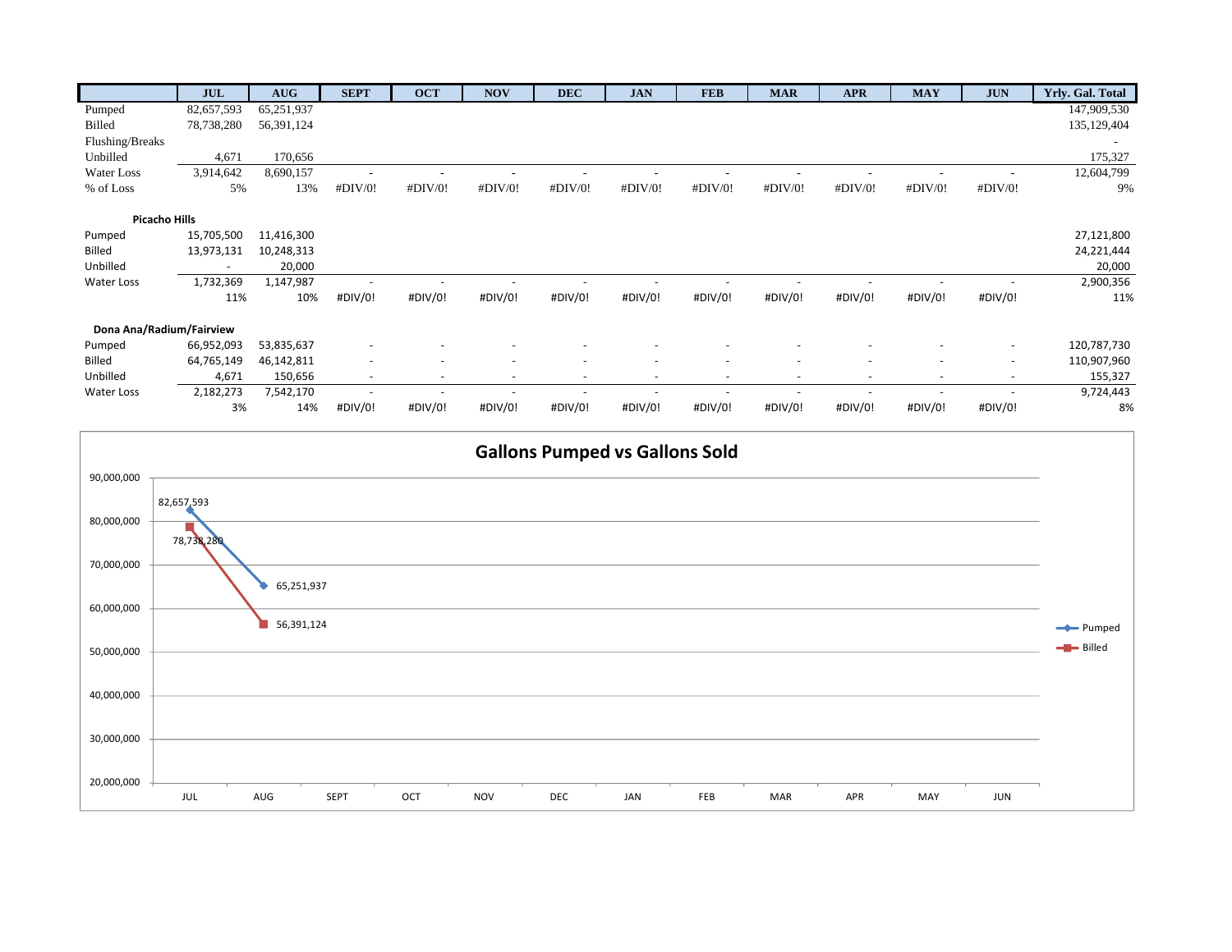| | JUL | AUG | SEPT | OCT | NOV | DEC | JAN | FEB | MAR | APR | MAY | JUN | Yrly. Gal. Total |
|---|---|---|---|---|---|---|---|---|---|---|---|---|---|
| Pumped | 82,657,593 | 65,251,937 | | | | | | | | | | | 147,909,530 |
| Billed | 78,738,280 | 56,391,124 | | | | | | | | | | | 135,129,404 |
| Flushing/Breaks | | | | | | | | | | | | | - |
| Unbilled | 4,671 | 170,656 | | | | | | | | | | | 175,327 |
| Water Loss | 3,914,642 | 8,690,157 | - | - | - | - | - | - | - | - | - | - | 12,604,799 |
| % of Loss | 5% | 13% | #DIV/0! | #DIV/0! | #DIV/0! | #DIV/0! | #DIV/0! | #DIV/0! | #DIV/0! | #DIV/0! | #DIV/0! | #DIV/0! | 9% |
| **Picacho Hills** | | | | | | | | | | | | | |
| Pumped | 15,705,500 | 11,416,300 | | | | | | | | | | | 27,121,800 |
| Billed | 13,973,131 | 10,248,313 | | | | | | | | | | | 24,221,444 |
| Unbilled | - | 20,000 | | | | | | | | | | | 20,000 |
| Water Loss | 1,732,369 | 1,147,987 | - | - | - | - | - | - | - | - | - | - | 2,900,356 |
| | 11% | 10% | #DIV/0! | #DIV/0! | #DIV/0! | #DIV/0! | #DIV/0! | #DIV/0! | #DIV/0! | #DIV/0! | #DIV/0! | #DIV/0! | 11% |
| **Dona Ana/Radium/Fairview** | | | | | | | | | | | | | |
| Pumped | 66,952,093 | 53,835,637 | - | - | - | - | - | - | - | - | - | - | 120,787,730 |
| Billed | 64,765,149 | 46,142,811 | - | - | - | - | - | - | - | - | - | - | 110,907,960 |
| Unbilled | 4,671 | 150,656 | - | - | - | - | - | - | - | - | - | - | 155,327 |
| Water Loss | 2,182,273 | 7,542,170 | - | - | - | - | - | - | - | - | - | - | 9,724,443 |
| | 3% | 14% | #DIV/0! | #DIV/0! | #DIV/0! | #DIV/0! | #DIV/0! | #DIV/0! | #DIV/0! | #DIV/0! | #DIV/0! | #DIV/0! | 8% |

**Gallons Pumped vs Gallons Sold**

| | JUL | AUG | SEPT | OCT | NOV | DEC | JAN | FEB | MAR | APR | MAY | JUN |
|---|---|---|---|---|---|---|---|---|---|---|---|---|
| Pumped | 82,657,593 | 65,251,937 | | | | | | | | | | |
| Billed | 78,738,280 | 56,391,124 | | | | | | | | | | |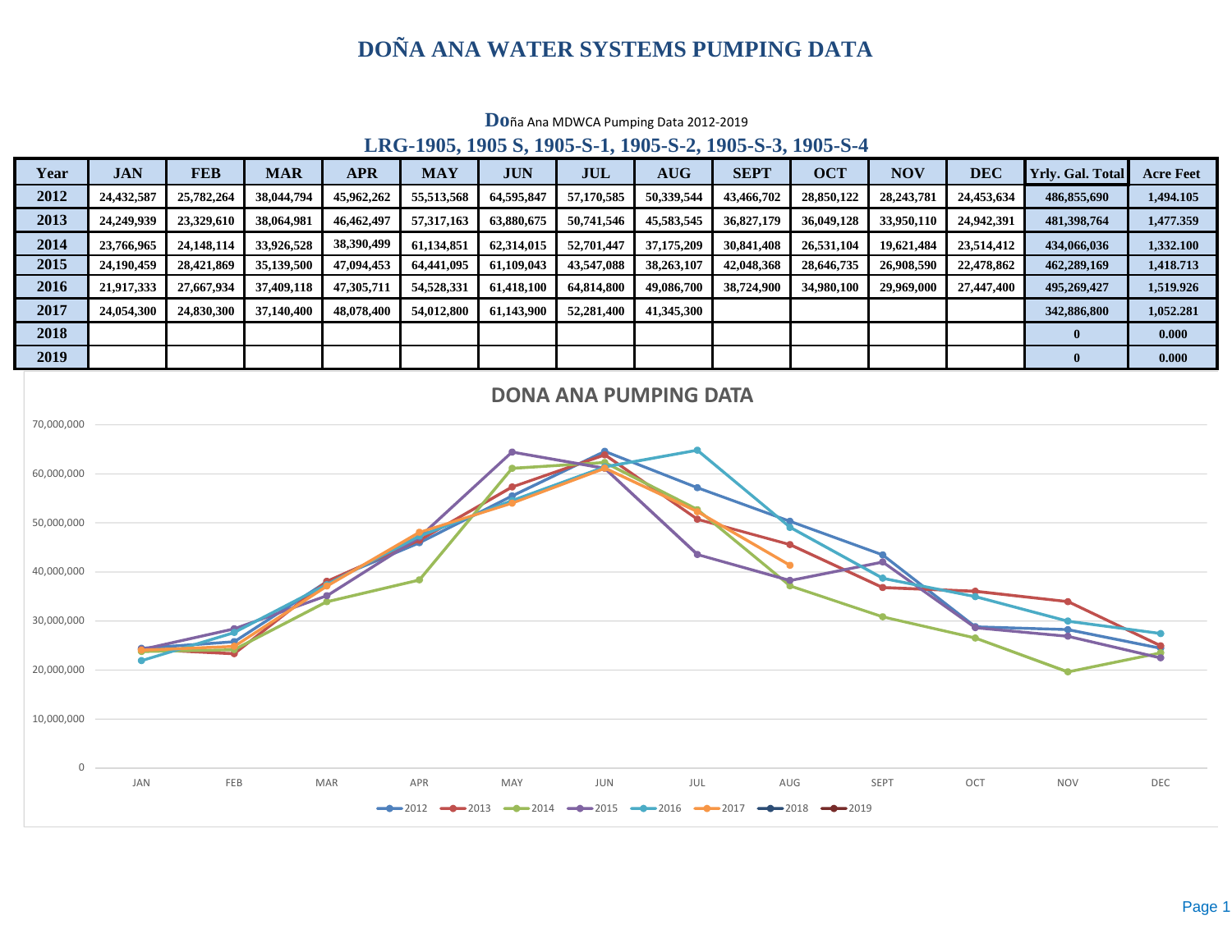# DOÑA ANA WATER SYSTEMS PUMPING DATA

**Do**ña Ana MDWCA Pumping Data 2012-2019

## LRG-1905, 1905 S, 1905-S-1, 1905-S-2, 1905-S-3, 1905-S-4

| Year | JAN | FEB | MAR | APR | MAY | JUN | JUL | AUG | SEPT | OCT | NOV | DEC | Yrly. Gal. Total | Acre Feet |
|---|---|---|---|---|---|---|---|---|---|---|---|---|---|---|
| 2012 | 24,432,587 | 25,782,264 | 38,044,794 | 45,962,262 | 55,513,568 | 64,595,847 | 57,170,585 | 50,339,544 | 43,466,702 | 28,850,122 | 28,243,781 | 24,453,634 | 486,855,690 | 1,494.105 |
| 2013 | 24,249,939 | 23,329,610 | 38,064,981 | 46,462,497 | 57,317,163 | 63,880,675 | 50,741,546 | 45,583,545 | 36,827,179 | 36,049,128 | 33,950,110 | 24,942,391 | 481,398,764 | 1,477.359 |
| 2014 | 23,766,965 | 24,148,114 | 33,926,528 | 38,390,499 | 61,134,851 | 62,314,015 | 52,701,447 | 37,175,209 | 30,841,408 | 26,531,104 | 19,621,484 | 23,514,412 | 434,066,036 | 1,332.100 |
| 2015 | 24,190,459 | 28,421,869 | 35,139,500 | 47,094,453 | 64,441,095 | 61,109,043 | 43,547,088 | 38,263,107 | 42,048,368 | 28,646,735 | 26,908,590 | 22,478,862 | 462,289,169 | 1,418.713 |
| 2016 | 21,917,333 | 27,667,934 | 37,409,118 | 47,305,711 | 54,528,331 | 61,418,100 | 64,814,800 | 49,086,700 | 38,724,900 | 34,980,100 | 29,969,000 | 27,447,400 | 495,269,427 | 1,519.926 |
| 2017 | 24,054,300 | 24,830,300 | 37,140,400 | 48,078,400 | 54,012,800 | 61,143,900 | 52,281,400 | 41,345,300 | | | | | 342,886,800 | 1,052.281 |
| 2018 | | | | | | | | | | | | | 0 | 0.000 |
| 2019 | | | | | | | | | | | | | 0 | 0.000 |

### DONA ANA PUMPING DATA

Line chart of monthly pumping (0 to 70,000,000 gallons), JAN–DEC, series: 2012, 2013, 2014, 2015, 2016, 2017, 2018, 2019.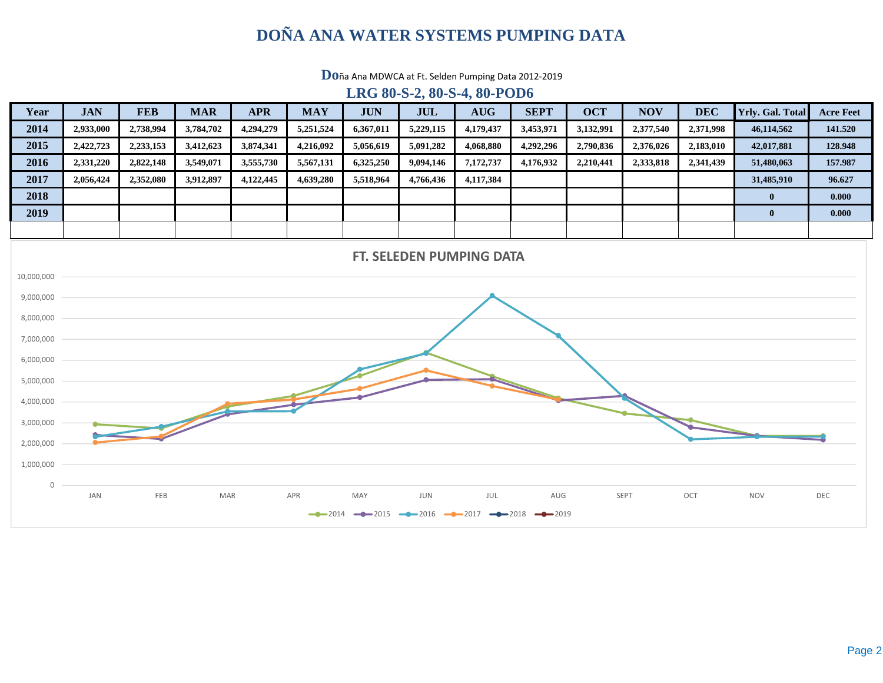# DOÑA ANA WATER SYSTEMS PUMPING DATA

Doña Ana MDWCA at Ft. Selden Pumping Data 2012-2019

**LRG 80-S-2, 80-S-4, 80-POD6**

| Year | JAN | FEB | MAR | APR | MAY | JUN | JUL | AUG | SEPT | OCT | NOV | DEC | Yrly. Gal. Total | Acre Feet |
|---|---|---|---|---|---|---|---|---|---|---|---|---|---|---|
| 2014 | 2,933,000 | 2,738,994 | 3,784,702 | 4,294,279 | 5,251,524 | 6,367,011 | 5,229,115 | 4,179,437 | 3,453,971 | 3,132,991 | 2,377,540 | 2,371,998 | 46,114,562 | 141.520 |
| 2015 | 2,422,723 | 2,233,153 | 3,412,623 | 3,874,341 | 4,216,092 | 5,056,619 | 5,091,282 | 4,068,880 | 4,292,296 | 2,790,836 | 2,376,026 | 2,183,010 | 42,017,881 | 128.948 |
| 2016 | 2,331,220 | 2,822,148 | 3,549,071 | 3,555,730 | 5,567,131 | 6,325,250 | 9,094,146 | 7,172,737 | 4,176,932 | 2,210,441 | 2,333,818 | 2,341,439 | 51,480,063 | 157.987 |
| 2017 | 2,056,424 | 2,352,080 | 3,912,897 | 4,122,445 | 4,639,280 | 5,518,964 | 4,766,436 | 4,117,384 | | | | | 31,485,910 | 96.627 |
| 2018 | | | | | | | | | | | | | 0 | 0.000 |
| 2019 | | | | | | | | | | | | | 0 | 0.000 |

**FT. SELEDEN PUMPING DATA**

(Chart: monthly pumping JAN–DEC for 2014, 2015, 2016, 2017, 2018, 2019; y-axis 0 to 10,000,000)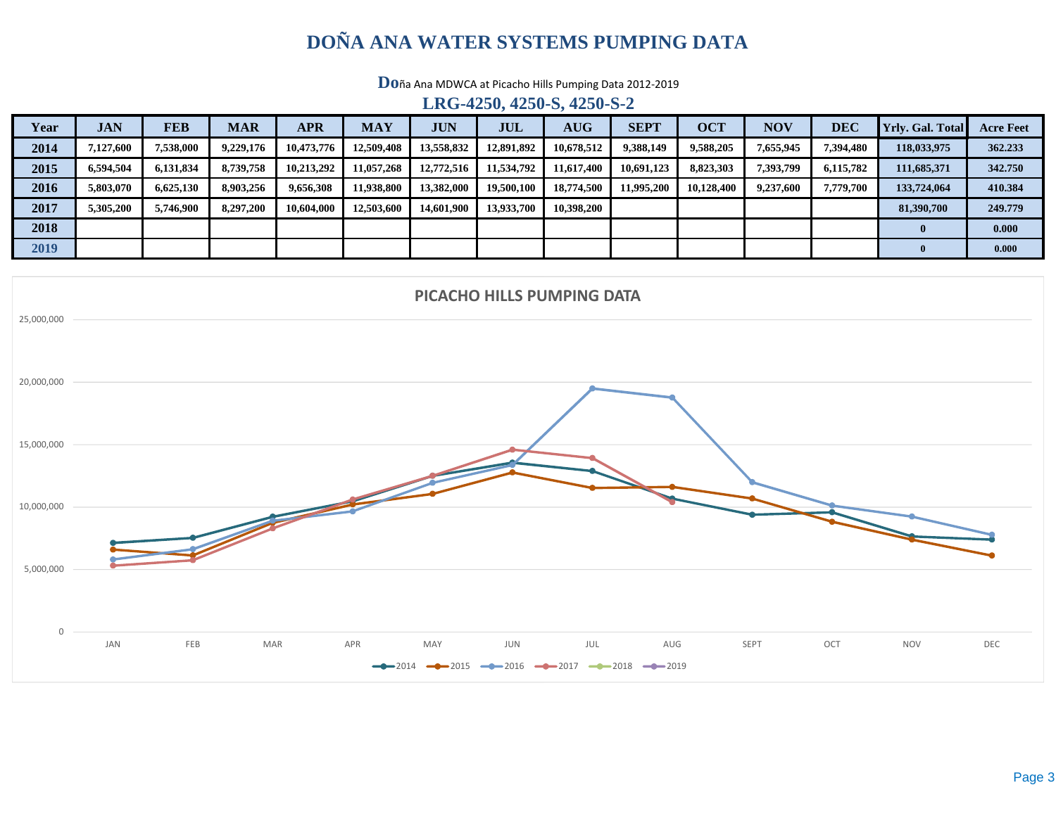# DOÑA ANA WATER SYSTEMS PUMPING DATA

Doña Ana MDWCA at Picacho Hills Pumping Data 2012-2019

**LRG-4250, 4250-S, 4250-S-2**

| Year | JAN | FEB | MAR | APR | MAY | JUN | JUL | AUG | SEPT | OCT | NOV | DEC | Yrly. Gal. Total | Acre Feet |
|---|---|---|---|---|---|---|---|---|---|---|---|---|---|---|
| 2014 | 7,127,600 | 7,538,000 | 9,229,176 | 10,473,776 | 12,509,408 | 13,558,832 | 12,891,892 | 10,678,512 | 9,388,149 | 9,588,205 | 7,655,945 | 7,394,480 | 118,033,975 | 362.233 |
| 2015 | 6,594,504 | 6,131,834 | 8,739,758 | 10,213,292 | 11,057,268 | 12,772,516 | 11,534,792 | 11,617,400 | 10,691,123 | 8,823,303 | 7,393,799 | 6,115,782 | 111,685,371 | 342.750 |
| 2016 | 5,803,070 | 6,625,130 | 8,903,256 | 9,656,308 | 11,938,800 | 13,382,000 | 19,500,100 | 18,774,500 | 11,995,200 | 10,128,400 | 9,237,600 | 7,779,700 | 133,724,064 | 410.384 |
| 2017 | 5,305,200 | 5,746,900 | 8,297,200 | 10,604,000 | 12,503,600 | 14,601,900 | 13,933,700 | 10,398,200 | | | | | 81,390,700 | 249.779 |
| 2018 | | | | | | | | | | | | | 0 | 0.000 |
| 2019 | | | | | | | | | | | | | 0 | 0.000 |

## PICACHO HILLS PUMPING DATA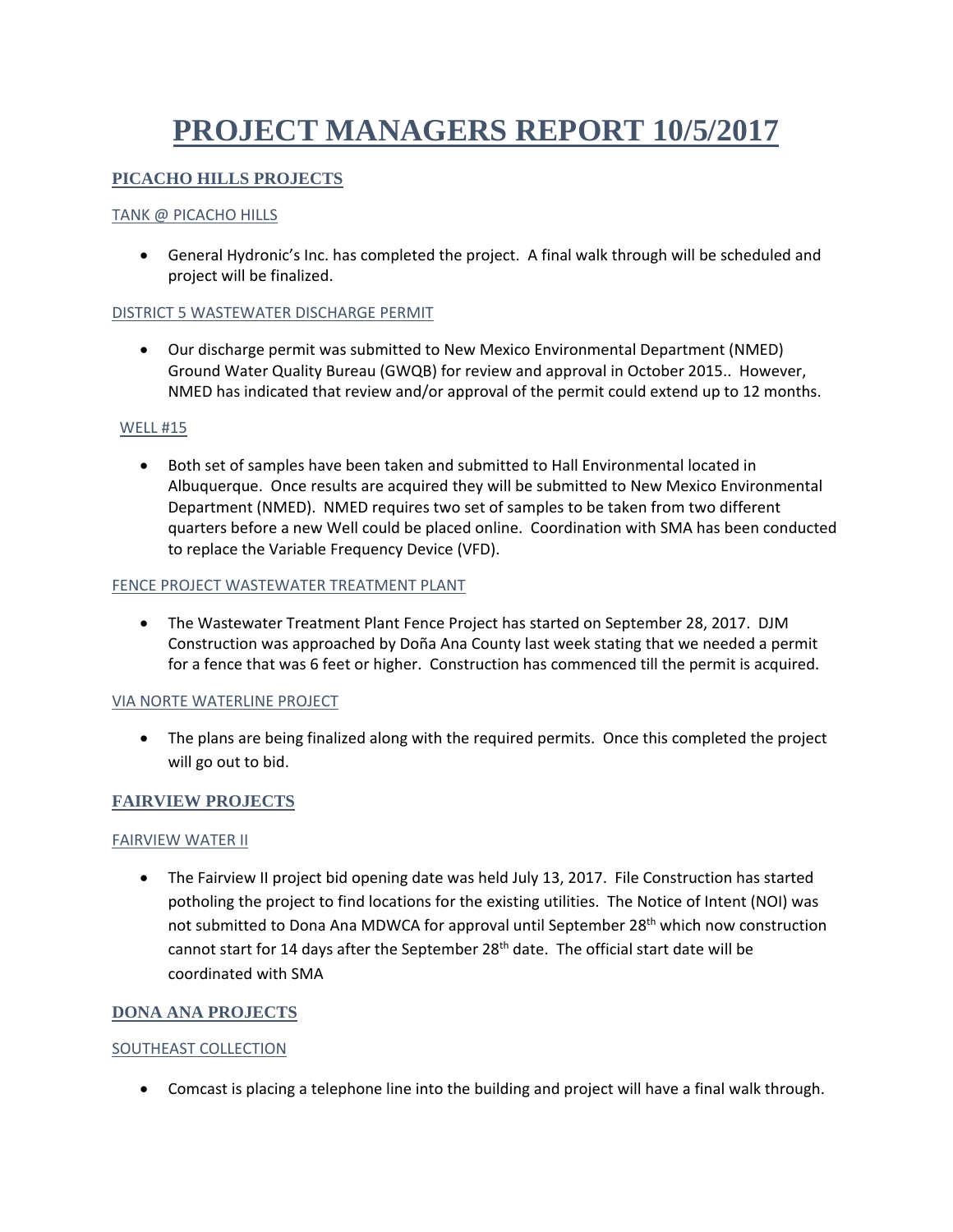# PROJECT MANAGERS REPORT 10/5/2017

## PICACHO HILLS PROJECTS

### TANK @ PICACHO HILLS

- General Hydronic's Inc. has completed the project. A final walk through will be scheduled and project will be finalized.

### DISTRICT 5 WASTEWATER DISCHARGE PERMIT

- Our discharge permit was submitted to New Mexico Environmental Department (NMED) Ground Water Quality Bureau (GWQB) for review and approval in October 2015.. However, NMED has indicated that review and/or approval of the permit could extend up to 12 months.

### WELL #15

- Both set of samples have been taken and submitted to Hall Environmental located in Albuquerque. Once results are acquired they will be submitted to New Mexico Environmental Department (NMED). NMED requires two set of samples to be taken from two different quarters before a new Well could be placed online. Coordination with SMA has been conducted to replace the Variable Frequency Device (VFD).

### FENCE PROJECT WASTEWATER TREATMENT PLANT

- The Wastewater Treatment Plant Fence Project has started on September 28, 2017. DJM Construction was approached by Doña Ana County last week stating that we needed a permit for a fence that was 6 feet or higher. Construction has commenced till the permit is acquired.

### VIA NORTE WATERLINE PROJECT

- The plans are being finalized along with the required permits. Once this completed the project will go out to bid.

## FAIRVIEW PROJECTS

### FAIRVIEW WATER II

- The Fairview II project bid opening date was held July 13, 2017. File Construction has started potholing the project to find locations for the existing utilities. The Notice of Intent (NOI) was not submitted to Dona Ana MDWCA for approval until September 28th which now construction cannot start for 14 days after the September 28th date. The official start date will be coordinated with SMA

## DONA ANA PROJECTS

### SOUTHEAST COLLECTION

- Comcast is placing a telephone line into the building and project will have a final walk through.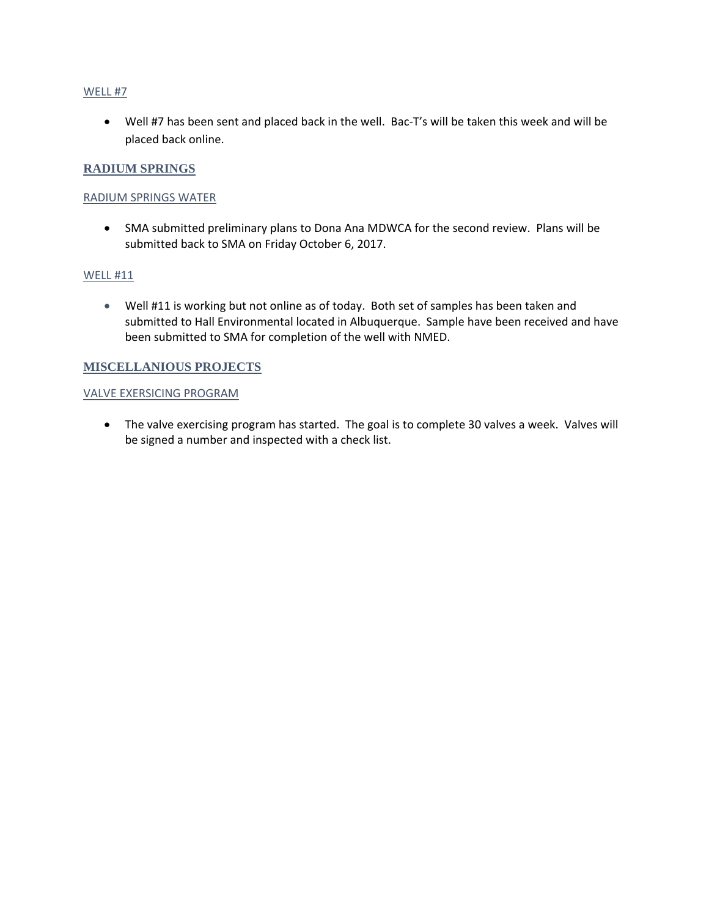### WELL #7

- Well #7 has been sent and placed back in the well. Bac-T's will be taken this week and will be placed back online.

## RADIUM SPRINGS

### RADIUM SPRINGS WATER

- SMA submitted preliminary plans to Dona Ana MDWCA for the second review. Plans will be submitted back to SMA on Friday October 6, 2017.

### WELL #11

- Well #11 is working but not online as of today. Both set of samples has been taken and submitted to Hall Environmental located in Albuquerque. Sample have been received and have been submitted to SMA for completion of the well with NMED.

## MISCELLANIOUS PROJECTS

### VALVE EXERSICING PROGRAM

- The valve exercising program has started. The goal is to complete 30 valves a week. Valves will be signed a number and inspected with a check list.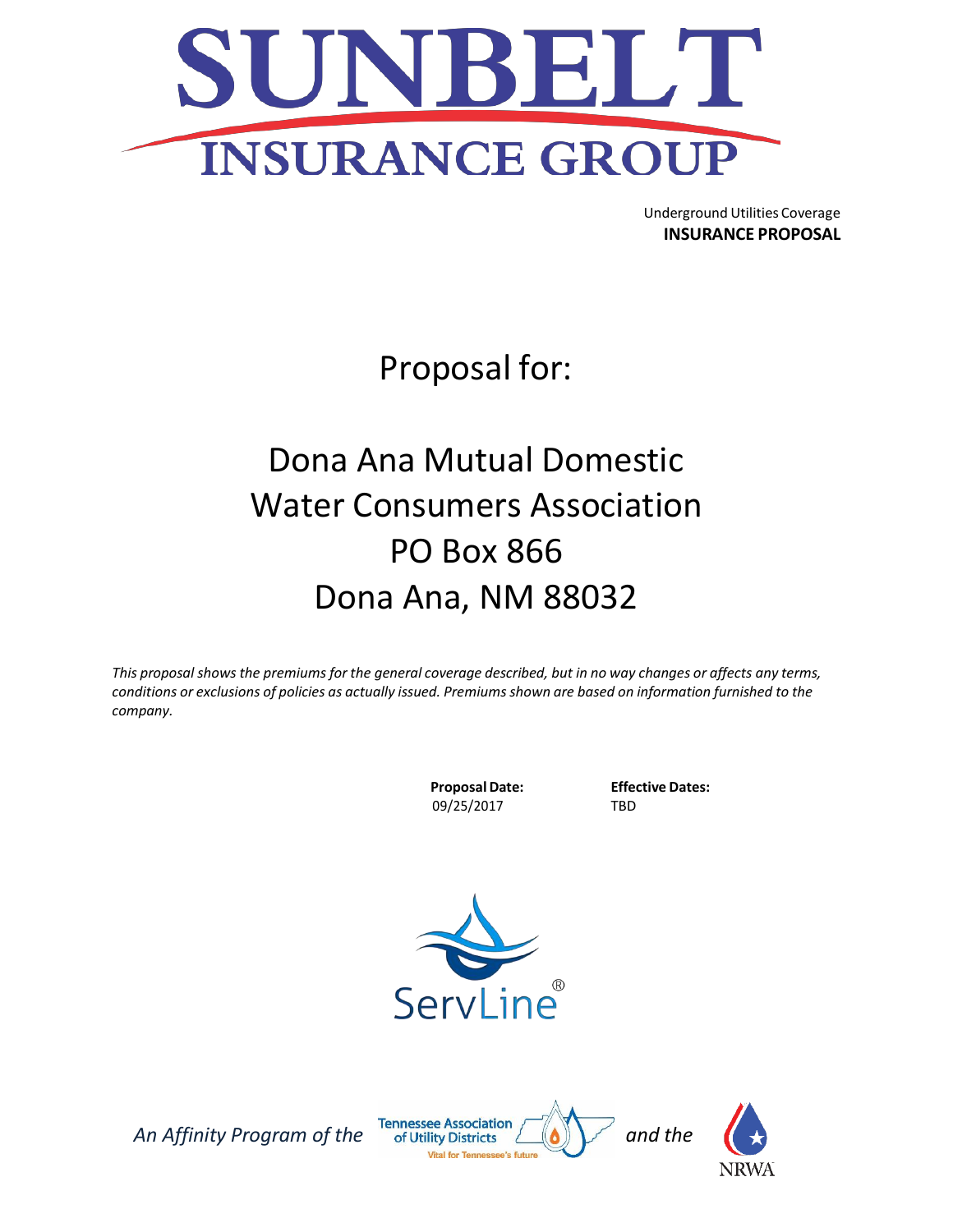# SUNBELT INSURANCE GROUP

Underground Utilities Coverage
**INSURANCE PROPOSAL**

## Proposal for:

## Dona Ana Mutual Domestic Water Consumers Association
## PO Box 866
## Dona Ana, NM 88032

*This proposal shows the premiums for the general coverage described, but in no way changes or affects any terms, conditions or exclusions of policies as actually issued. Premiums shown are based on information furnished to the company.*

| **Proposal Date:** | **Effective Dates:** |
|---|---|
| 09/25/2017 | TBD |

ServLine®

*An Affinity Program of the* Tennessee Association of Utility Districts — Vital for Tennessee's future *and the* NRWA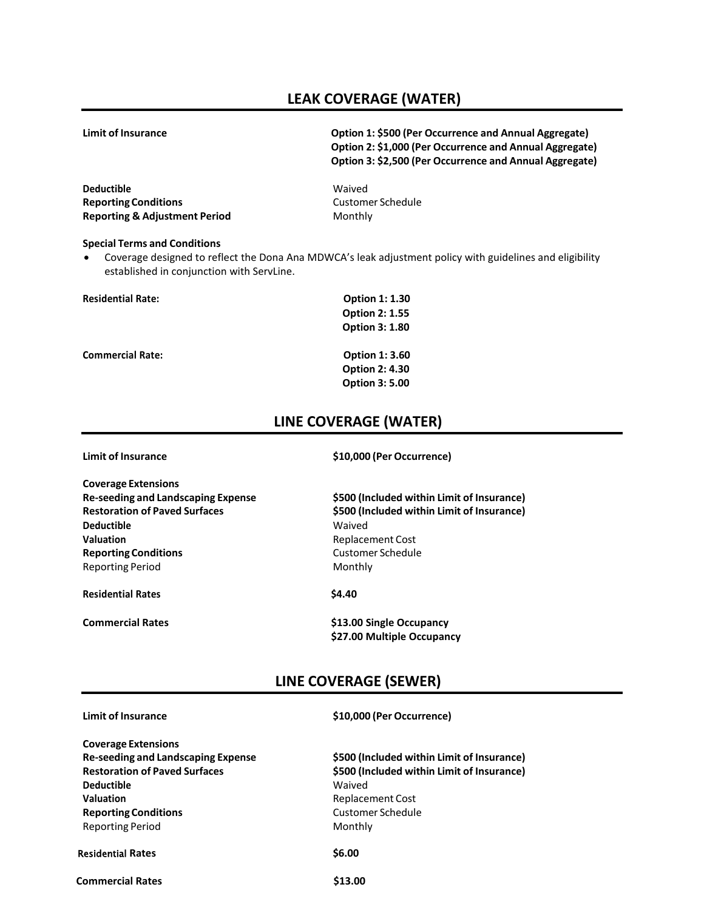## LEAK COVERAGE (WATER)

| | |
|---|---|
| **Limit of Insurance** | **Option 1: $500 (Per Occurrence and Annual Aggregate)**<br>**Option 2: $1,000 (Per Occurrence and Annual Aggregate)**<br>**Option 3: $2,500 (Per Occurrence and Annual Aggregate)** |
| **Deductible** | Waived |
| **Reporting Conditions** | Customer Schedule |
| **Reporting & Adjustment Period** | Monthly |

**Special Terms and Conditions**

- Coverage designed to reflect the Dona Ana MDWCA's leak adjustment policy with guidelines and eligibility established in conjunction with ServLine.

| | |
|---|---|
| **Residential Rate:** | **Option 1: 1.30**<br>**Option 2: 1.55**<br>**Option 3: 1.80** |
| **Commercial Rate:** | **Option 1: 3.60**<br>**Option 2: 4.30**<br>**Option 3: 5.00** |

## LINE COVERAGE (WATER)

| | |
|---|---|
| **Limit of Insurance** | **$10,000 (Per Occurrence)** |
| **Coverage Extensions** | |
| **Re-seeding and Landscaping Expense** | **$500 (Included within Limit of Insurance)** |
| **Restoration of Paved Surfaces** | **$500 (Included within Limit of Insurance)** |
| **Deductible** | Waived |
| **Valuation** | Replacement Cost |
| **Reporting Conditions** | Customer Schedule |
| Reporting Period | Monthly |
| **Residential Rates** | **$4.40** |
| **Commercial Rates** | **$13.00 Single Occupancy**<br>**$27.00 Multiple Occupancy** |

## LINE COVERAGE (SEWER)

| | |
|---|---|
| **Limit of Insurance** | **$10,000 (Per Occurrence)** |
| **Coverage Extensions** | |
| **Re-seeding and Landscaping Expense** | **$500 (Included within Limit of Insurance)** |
| **Restoration of Paved Surfaces** | **$500 (Included within Limit of Insurance)** |
| **Deductible** | Waived |
| **Valuation** | Replacement Cost |
| **Reporting Conditions** | Customer Schedule |
| Reporting Period | Monthly |
| **Residential Rates** | **$6.00** |
| **Commercial Rates** | **$13.00** |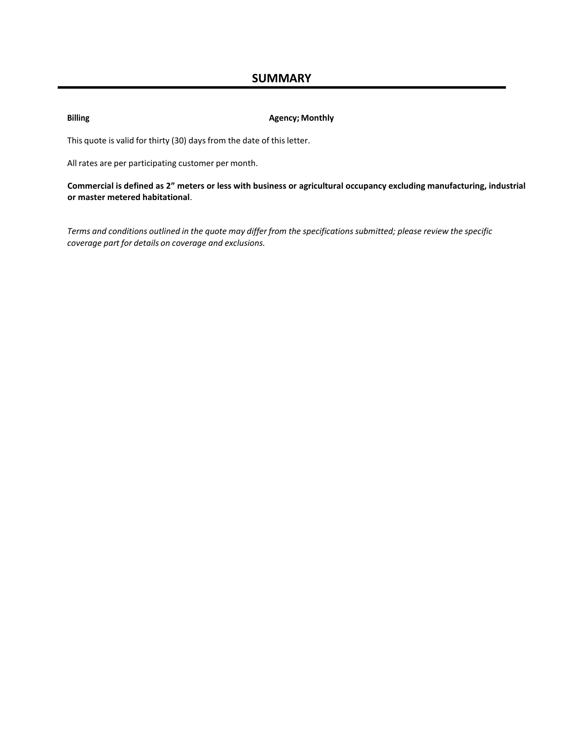## SUMMARY

| **Billing** | **Agency; Monthly** |
| --- | --- |

This quote is valid for thirty (30) days from the date of this letter.

All rates are per participating customer per month.

**Commercial is defined as 2" meters or less with business or agricultural occupancy excluding manufacturing, industrial or master metered habitational**.

*Terms and conditions outlined in the quote may differ from the specifications submitted; please review the specific coverage part for details on coverage and exclusions.*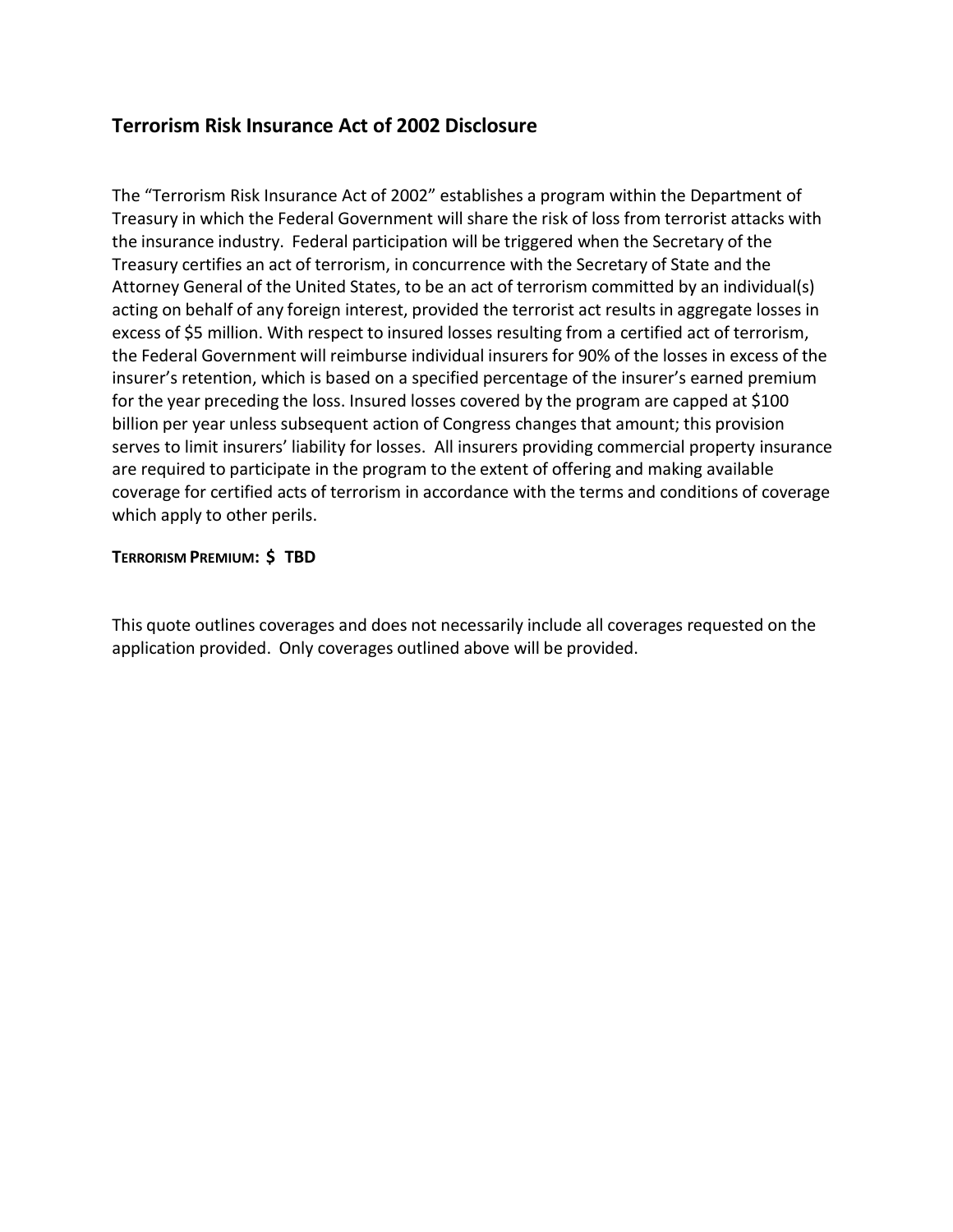## Terrorism Risk Insurance Act of 2002 Disclosure

The "Terrorism Risk Insurance Act of 2002" establishes a program within the Department of Treasury in which the Federal Government will share the risk of loss from terrorist attacks with the insurance industry. Federal participation will be triggered when the Secretary of the Treasury certifies an act of terrorism, in concurrence with the Secretary of State and the Attorney General of the United States, to be an act of terrorism committed by an individual(s) acting on behalf of any foreign interest, provided the terrorist act results in aggregate losses in excess of $5 million. With respect to insured losses resulting from a certified act of terrorism, the Federal Government will reimburse individual insurers for 90% of the losses in excess of the insurer's retention, which is based on a specified percentage of the insurer's earned premium for the year preceding the loss. Insured losses covered by the program are capped at $100 billion per year unless subsequent action of Congress changes that amount; this provision serves to limit insurers' liability for losses. All insurers providing commercial property insurance are required to participate in the program to the extent of offering and making available coverage for certified acts of terrorism in accordance with the terms and conditions of coverage which apply to other perils.

**TERRORISM PREMIUM: $ TBD**

This quote outlines coverages and does not necessarily include all coverages requested on the application provided. Only coverages outlined above will be provided.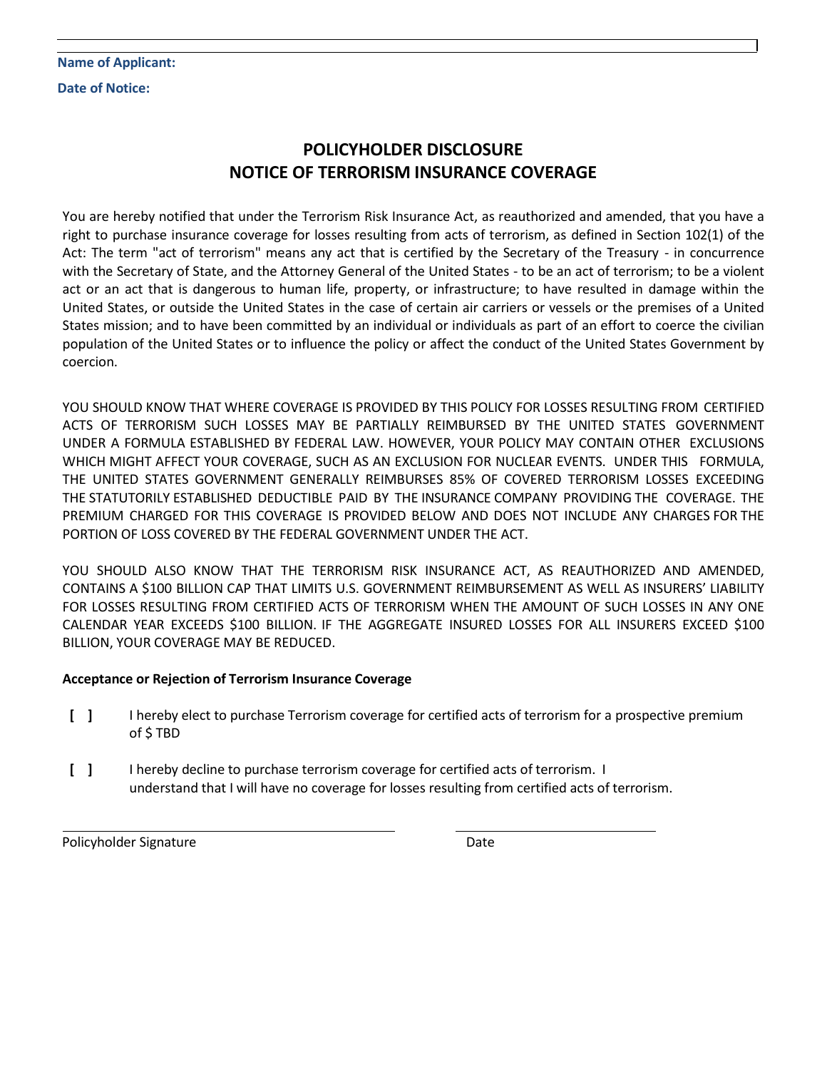**Name of Applicant:**

**Date of Notice:**

# POLICYHOLDER DISCLOSURE
# NOTICE OF TERRORISM INSURANCE COVERAGE

You are hereby notified that under the Terrorism Risk Insurance Act, as reauthorized and amended, that you have a right to purchase insurance coverage for losses resulting from acts of terrorism, as defined in Section 102(1) of the Act: The term "act of terrorism" means any act that is certified by the Secretary of the Treasury - in concurrence with the Secretary of State, and the Attorney General of the United States - to be an act of terrorism; to be a violent act or an act that is dangerous to human life, property, or infrastructure; to have resulted in damage within the United States, or outside the United States in the case of certain air carriers or vessels or the premises of a United States mission; and to have been committed by an individual or individuals as part of an effort to coerce the civilian population of the United States or to influence the policy or affect the conduct of the United States Government by coercion.

YOU SHOULD KNOW THAT WHERE COVERAGE IS PROVIDED BY THIS POLICY FOR LOSSES RESULTING FROM CERTIFIED ACTS OF TERRORISM SUCH LOSSES MAY BE PARTIALLY REIMBURSED BY THE UNITED STATES GOVERNMENT UNDER A FORMULA ESTABLISHED BY FEDERAL LAW. HOWEVER, YOUR POLICY MAY CONTAIN OTHER EXCLUSIONS WHICH MIGHT AFFECT YOUR COVERAGE, SUCH AS AN EXCLUSION FOR NUCLEAR EVENTS. UNDER THIS FORMULA, THE UNITED STATES GOVERNMENT GENERALLY REIMBURSES 85% OF COVERED TERRORISM LOSSES EXCEEDING THE STATUTORILY ESTABLISHED DEDUCTIBLE PAID BY THE INSURANCE COMPANY PROVIDING THE COVERAGE. THE PREMIUM CHARGED FOR THIS COVERAGE IS PROVIDED BELOW AND DOES NOT INCLUDE ANY CHARGES FOR THE PORTION OF LOSS COVERED BY THE FEDERAL GOVERNMENT UNDER THE ACT.

YOU SHOULD ALSO KNOW THAT THE TERRORISM RISK INSURANCE ACT, AS REAUTHORIZED AND AMENDED, CONTAINS A $100 BILLION CAP THAT LIMITS U.S. GOVERNMENT REIMBURSEMENT AS WELL AS INSURERS' LIABILITY FOR LOSSES RESULTING FROM CERTIFIED ACTS OF TERRORISM WHEN THE AMOUNT OF SUCH LOSSES IN ANY ONE CALENDAR YEAR EXCEEDS $100 BILLION. IF THE AGGREGATE INSURED LOSSES FOR ALL INSURERS EXCEED $100 BILLION, YOUR COVERAGE MAY BE REDUCED.

**Acceptance or Rejection of Terrorism Insurance Coverage**

[ ] I hereby elect to purchase Terrorism coverage for certified acts of terrorism for a prospective premium of $ TBD

[ ] I hereby decline to purchase terrorism coverage for certified acts of terrorism. I understand that I will have no coverage for losses resulting from certified acts of terrorism.

Policyholder Signature ______________________ Date ______________